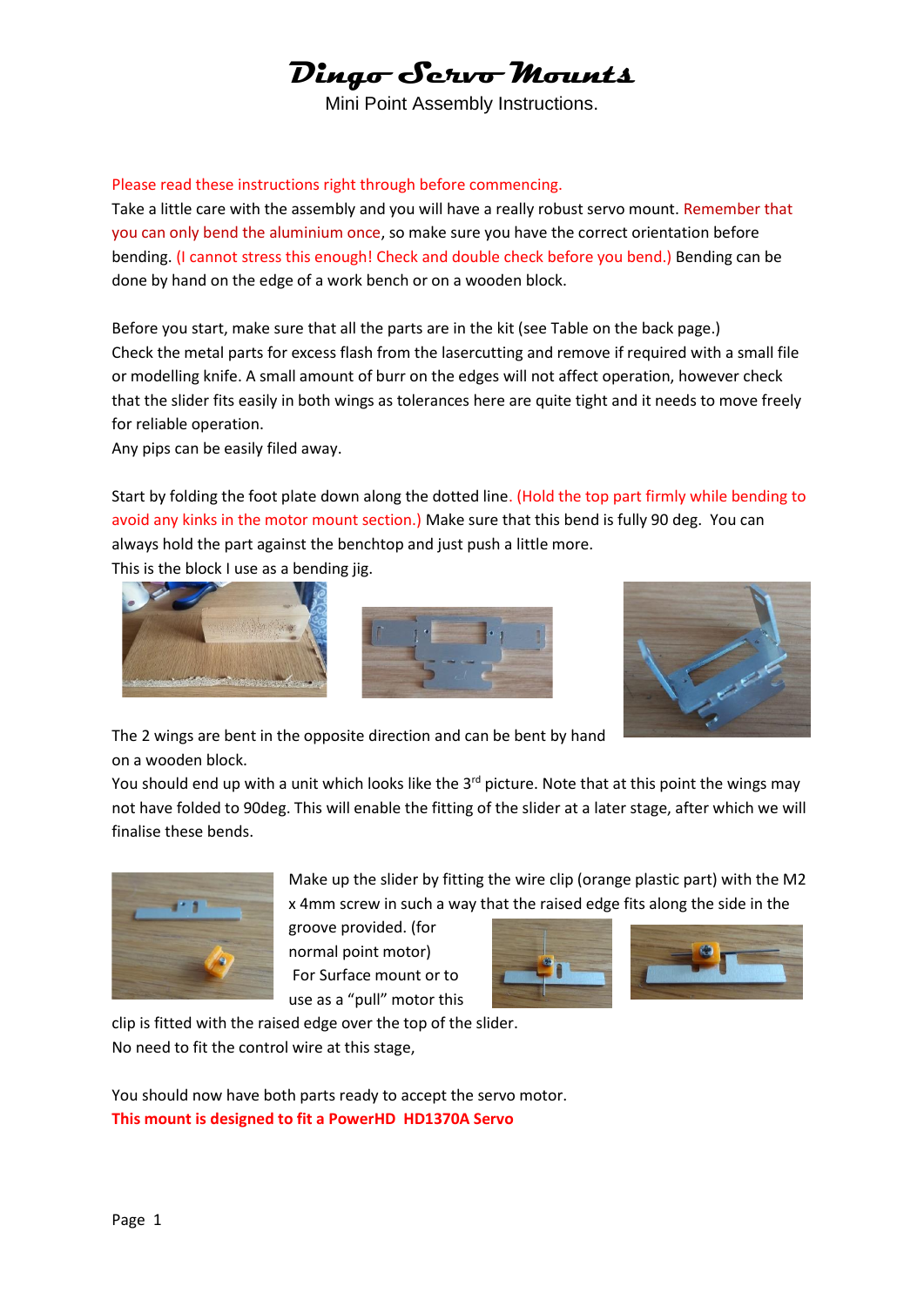# Dingo Servo Mounts

Mini Point Assembly Instructions.

Please read these instructions right through before commencing.

Take a little care with the assembly and you will have a really robust servo mount. Remember that you can only bend the aluminium once, so make sure you have the correct orientation before bending. (I cannot stress this enough! Check and double check before you bend.) Bending can be done by hand on the edge of a work bench or on a wooden block.

Before you start, make sure that all the parts are in the kit (see Table on the back page.)
Check the metal parts for excess flash from the lasercutting and remove if required with a small file or modelling knife. A small amount of burr on the edges will not affect operation, however check that the slider fits easily in both wings as tolerances here are quite tight and it needs to move freely for reliable operation.
Any pips can be easily filed away.

Start by folding the foot plate down along the dotted line. (Hold the top part firmly while bending to avoid any kinks in the motor mount section.) Make sure that this bend is fully 90 deg. You can always hold the part against the benchtop and just push a little more.
This is the block I use as a bending jig.

The 2 wings are bent in the opposite direction and can be bent by hand on a wooden block.
You should end up with a unit which looks like the 3rd picture. Note that at this point the wings may not have folded to 90deg. This will enable the fitting of the slider at a later stage, after which we will finalise these bends.

Make up the slider by fitting the wire clip (orange plastic part) with the M2 x 4mm screw in such a way that the raised edge fits along the side in the groove provided. (for normal point motor)
For Surface mount or to use as a "pull" motor this clip is fitted with the raised edge over the top of the slider.
No need to fit the control wire at this stage,

You should now have both parts ready to accept the servo motor.

**This mount is designed to fit a PowerHD HD1370A Servo**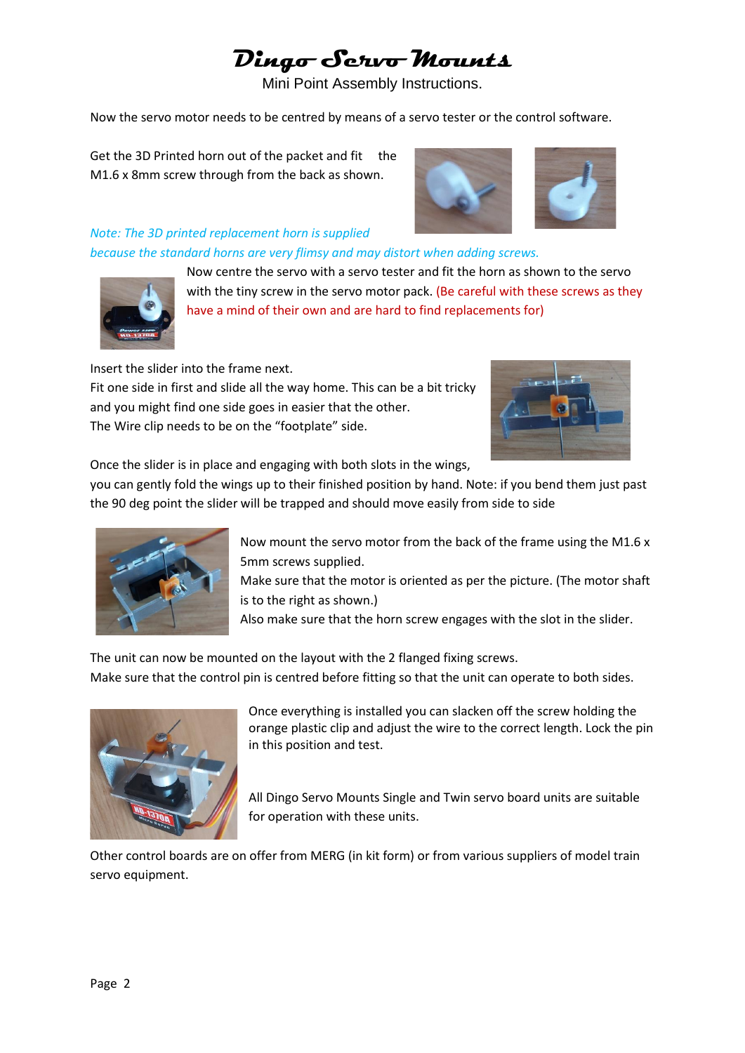# Dingo Servo Mounts

Mini Point Assembly Instructions.

Now the servo motor needs to be centred by means of a servo tester or the control software.

Get the 3D Printed horn out of the packet and fit the M1.6 x 8mm screw through from the back as shown.

*Note: The 3D printed replacement horn is supplied because the standard horns are very flimsy and may distort when adding screws.*

Now centre the servo with a servo tester and fit the horn as shown to the servo with the tiny screw in the servo motor pack. (Be careful with these screws as they have a mind of their own and are hard to find replacements for)

Insert the slider into the frame next.
Fit one side in first and slide all the way home. This can be a bit tricky and you might find one side goes in easier that the other.
The Wire clip needs to be on the "footplate" side.

Once the slider is in place and engaging with both slots in the wings, you can gently fold the wings up to their finished position by hand. Note: if you bend them just past the 90 deg point the slider will be trapped and should move easily from side to side

Now mount the servo motor from the back of the frame using the M1.6 x 5mm screws supplied.
Make sure that the motor is oriented as per the picture. (The motor shaft is to the right as shown.)
Also make sure that the horn screw engages with the slot in the slider.

The unit can now be mounted on the layout with the 2 flanged fixing screws.
Make sure that the control pin is centred before fitting so that the unit can operate to both sides.

Once everything is installed you can slacken off the screw holding the orange plastic clip and adjust the wire to the correct length. Lock the pin in this position and test.

All Dingo Servo Mounts Single and Twin servo board units are suitable for operation with these units.

Other control boards are on offer from MERG (in kit form) or from various suppliers of model train servo equipment.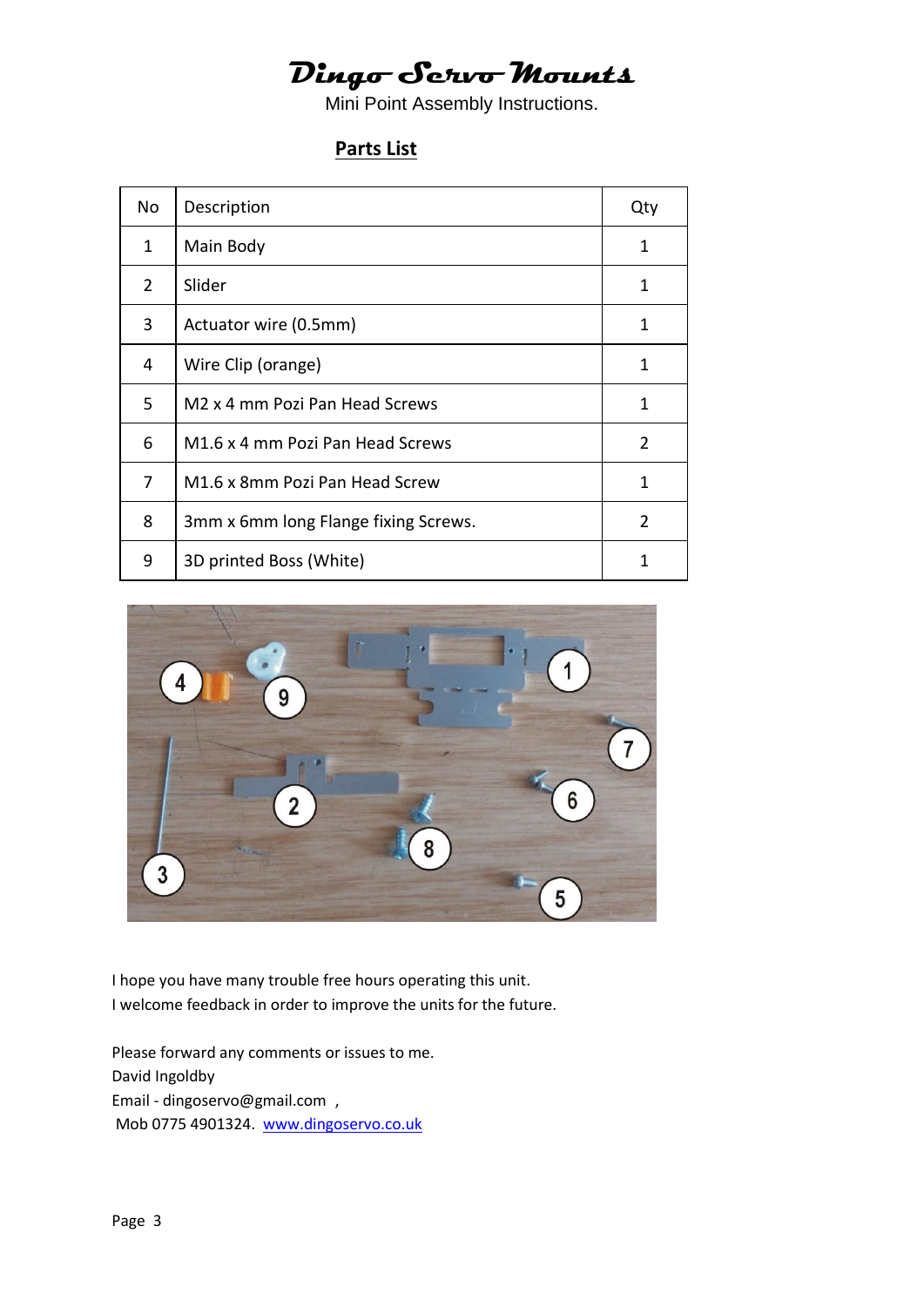# Dingo Servo Mounts

Mini Point Assembly Instructions.

## Parts List

| No | Description | Qty |
|---|---|---|
| 1 | Main Body | 1 |
| 2 | Slider | 1 |
| 3 | Actuator wire (0.5mm) | 1 |
| 4 | Wire Clip (orange) | 1 |
| 5 | M2 x 4 mm Pozi Pan Head Screws | 1 |
| 6 | M1.6 x 4 mm Pozi Pan Head Screws | 2 |
| 7 | M1.6 x 8mm Pozi Pan Head Screw | 1 |
| 8 | 3mm x 6mm long Flange fixing Screws. | 2 |
| 9 | 3D printed Boss (White) | 1 |

I hope you have many trouble free hours operating this unit.
I welcome feedback in order to improve the units for the future.

Please forward any comments or issues to me.
David Ingoldby
Email - dingoservo@gmail.com ,
Mob 0775 4901324. www.dingoservo.co.uk